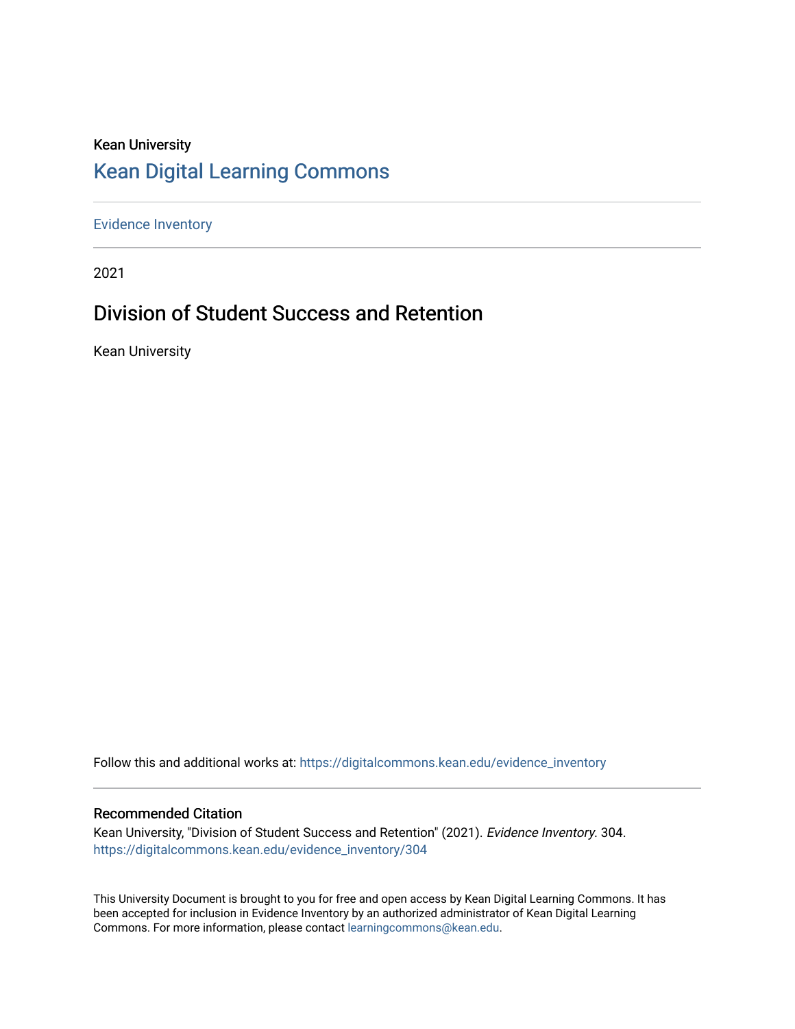Kean University

# Kean Digital Learning Commons

Evidence Inventory

2021

## Division of Student Success and Retention

Kean University

Follow this and additional works at: https://digitalcommons.kean.edu/evidence_inventory

### Recommended Citation

Kean University, "Division of Student Success and Retention" (2021). *Evidence Inventory*. 304.
https://digitalcommons.kean.edu/evidence_inventory/304

This University Document is brought to you for free and open access by Kean Digital Learning Commons. It has been accepted for inclusion in Evidence Inventory by an authorized administrator of Kean Digital Learning Commons. For more information, please contact learningcommons@kean.edu.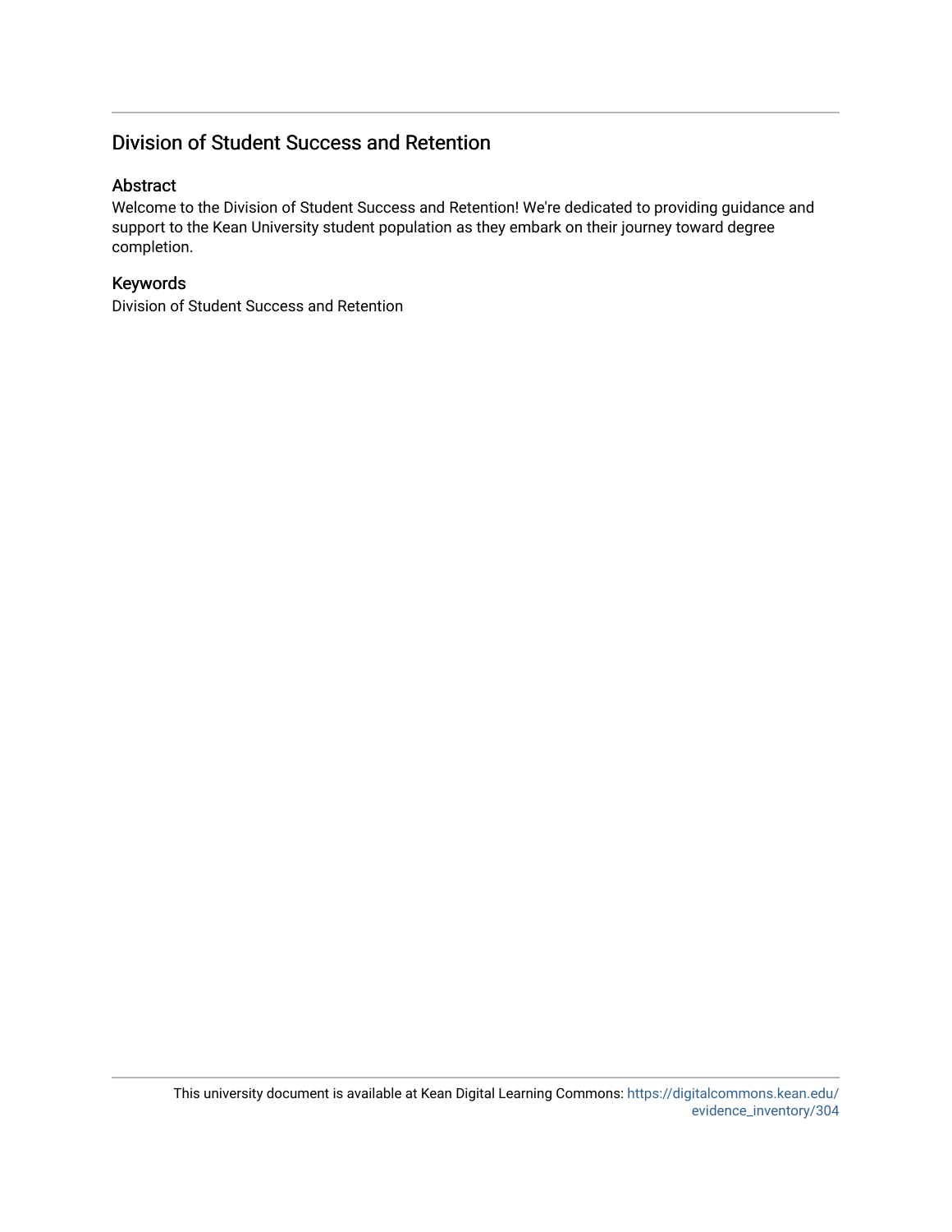## Division of Student Success and Retention

### Abstract

Welcome to the Division of Student Success and Retention! We're dedicated to providing guidance and support to the Kean University student population as they embark on their journey toward degree completion.

### Keywords

Division of Student Success and Retention

This university document is available at Kean Digital Learning Commons: https://digitalcommons.kean.edu/evidence_inventory/304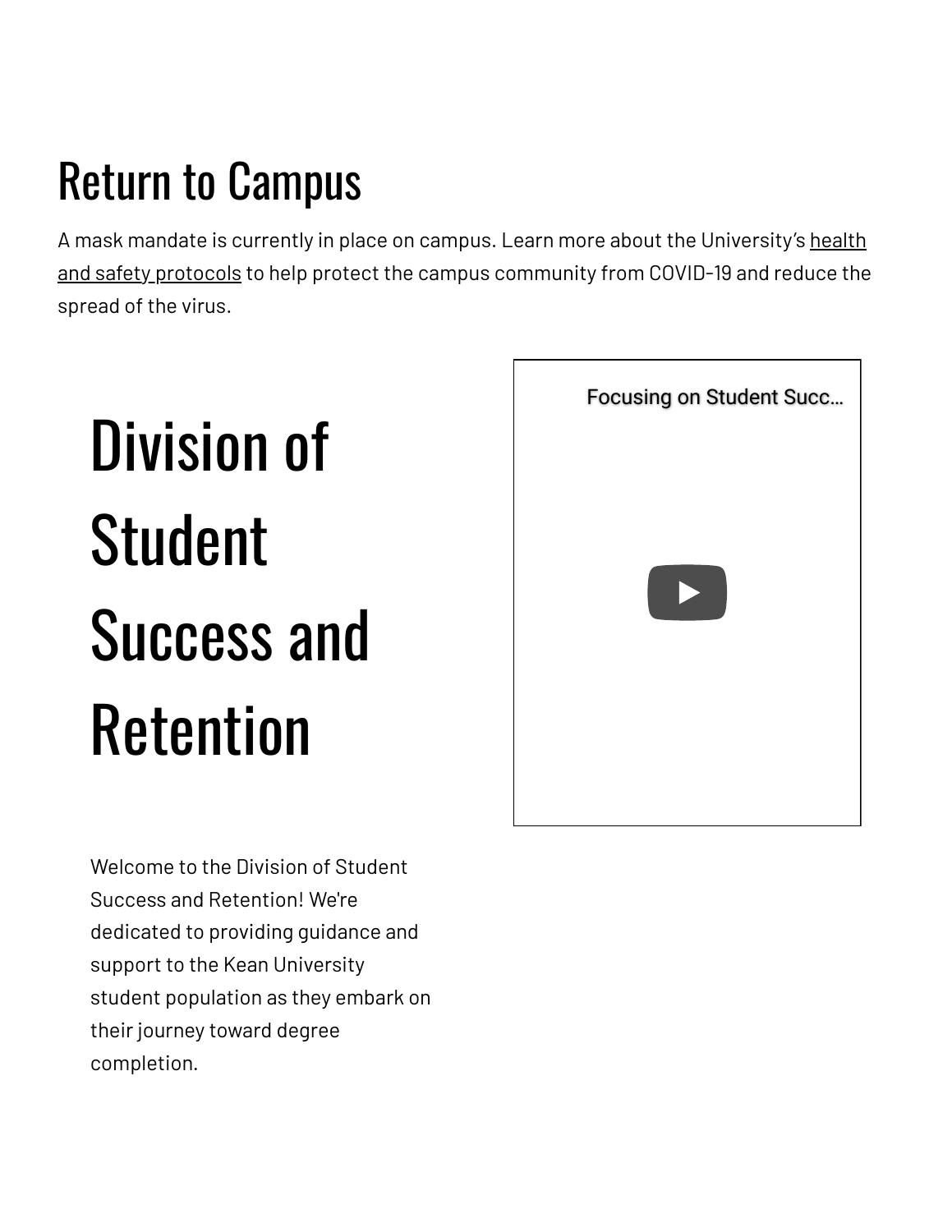# Return to Campus

A mask mandate is currently in place on campus. Learn more about the University's health and safety protocols to help protect the campus community from COVID-19 and reduce the spread of the virus.

# Division of Student Success and Retention

Focusing on Student Succ…

Welcome to the Division of Student Success and Retention! We're dedicated to providing guidance and support to the Kean University student population as they embark on their journey toward degree completion.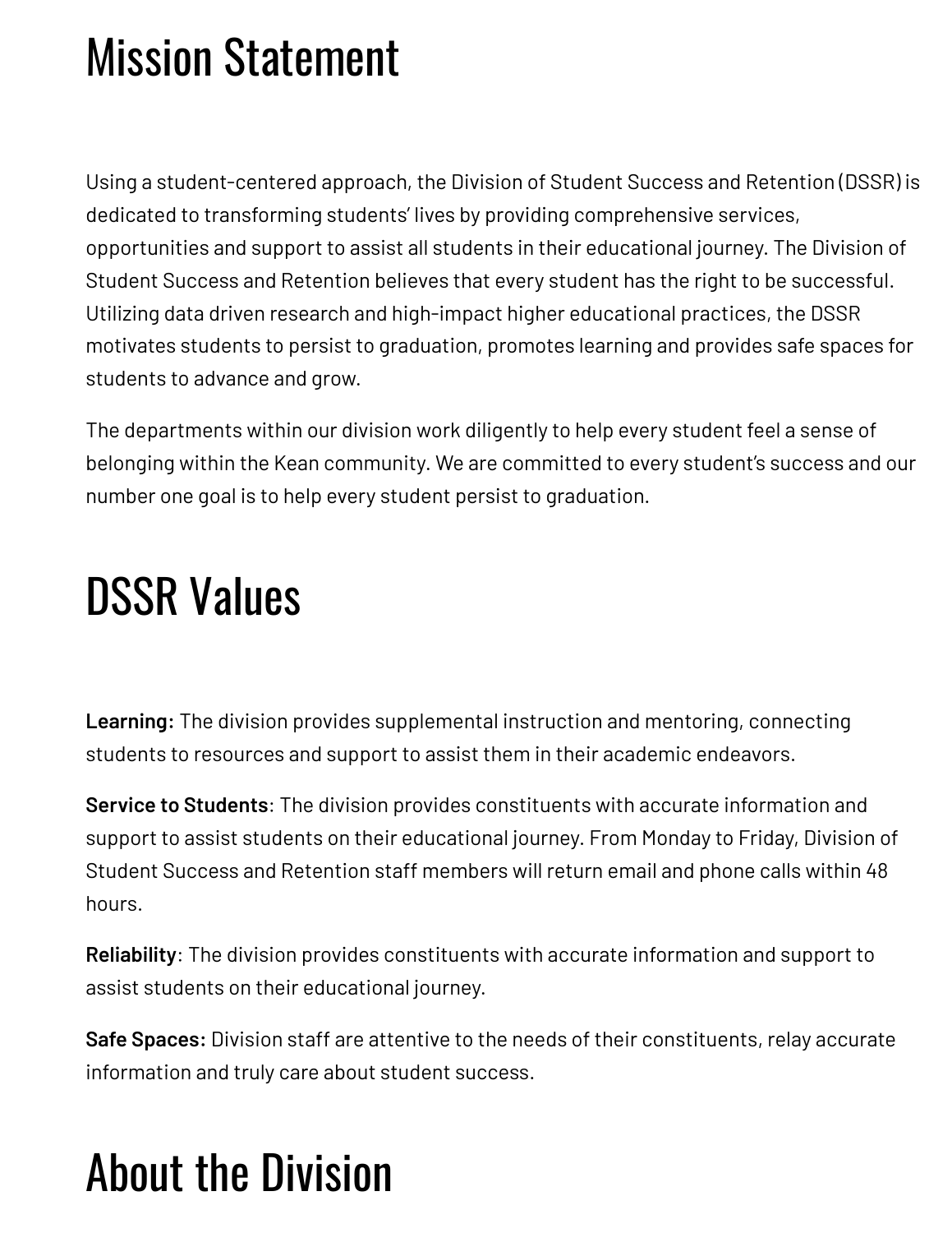# Mission Statement

Using a student-centered approach, the Division of Student Success and Retention (DSSR) is dedicated to transforming students' lives by providing comprehensive services, opportunities and support to assist all students in their educational journey. The Division of Student Success and Retention believes that every student has the right to be successful. Utilizing data driven research and high-impact higher educational practices, the DSSR motivates students to persist to graduation, promotes learning and provides safe spaces for students to advance and grow.

The departments within our division work diligently to help every student feel a sense of belonging within the Kean community. We are committed to every student's success and our number one goal is to help every student persist to graduation.

# DSSR Values

**Learning:** The division provides supplemental instruction and mentoring, connecting students to resources and support to assist them in their academic endeavors.

**Service to Students**: The division provides constituents with accurate information and support to assist students on their educational journey. From Monday to Friday, Division of Student Success and Retention staff members will return email and phone calls within 48 hours.

**Reliability**: The division provides constituents with accurate information and support to assist students on their educational journey.

**Safe Spaces:** Division staff are attentive to the needs of their constituents, relay accurate information and truly care about student success.

# About the Division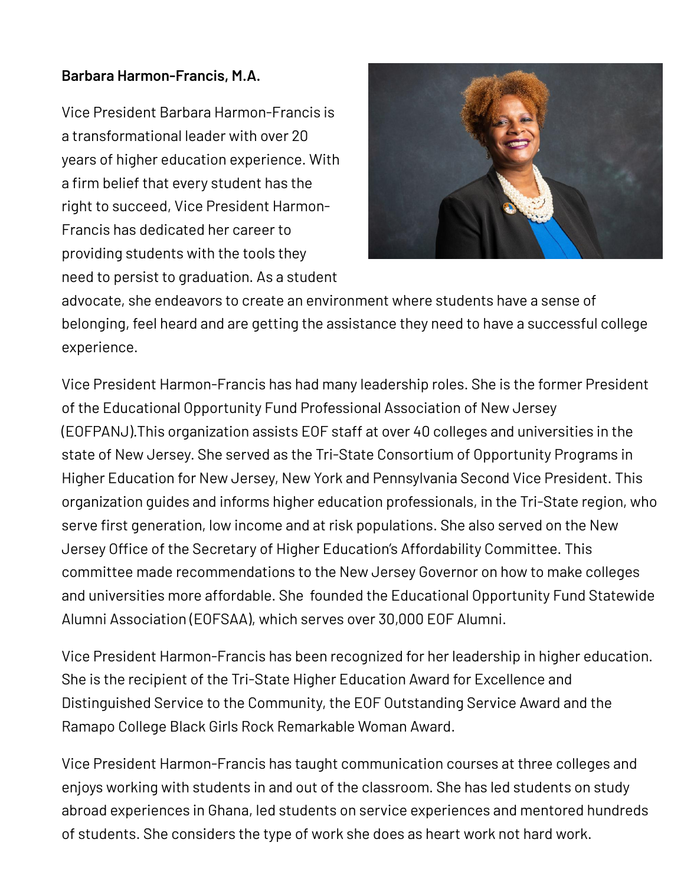**Barbara Harmon-Francis, M.A.**

Vice President Barbara Harmon-Francis is a transformational leader with over 20 years of higher education experience. With a firm belief that every student has the right to succeed, Vice President Harmon-Francis has dedicated her career to providing students with the tools they need to persist to graduation. As a student advocate, she endeavors to create an environment where students have a sense of belonging, feel heard and are getting the assistance they need to have a successful college experience.

Vice President Harmon-Francis has had many leadership roles. She is the former President of the Educational Opportunity Fund Professional Association of New Jersey (EOFPANJ).This organization assists EOF staff at over 40 colleges and universities in the state of New Jersey. She served as the Tri-State Consortium of Opportunity Programs in Higher Education for New Jersey, New York and Pennsylvania Second Vice President. This organization guides and informs higher education professionals, in the Tri-State region, who serve first generation, low income and at risk populations. She also served on the New Jersey Office of the Secretary of Higher Education's Affordability Committee. This committee made recommendations to the New Jersey Governor on how to make colleges and universities more affordable. She founded the Educational Opportunity Fund Statewide Alumni Association (EOFSAA), which serves over 30,000 EOF Alumni.

Vice President Harmon-Francis has been recognized for her leadership in higher education. She is the recipient of the Tri-State Higher Education Award for Excellence and Distinguished Service to the Community, the EOF Outstanding Service Award and the Ramapo College Black Girls Rock Remarkable Woman Award.

Vice President Harmon-Francis has taught communication courses at three colleges and enjoys working with students in and out of the classroom. She has led students on study abroad experiences in Ghana, led students on service experiences and mentored hundreds of students. She considers the type of work she does as heart work not hard work.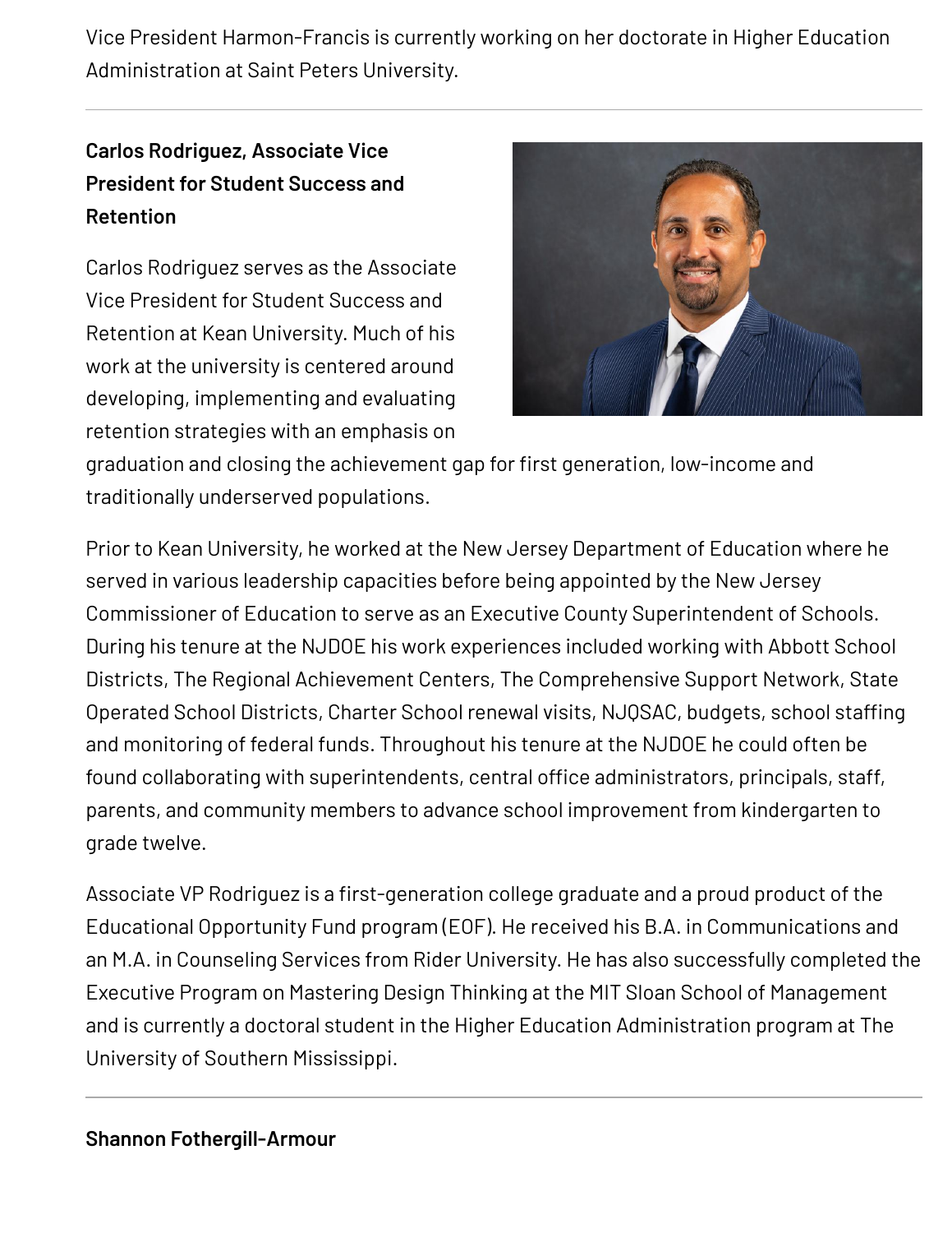Vice President Harmon-Francis is currently working on her doctorate in Higher Education Administration at Saint Peters University.

---

**Carlos Rodriguez, Associate Vice President for Student Success and Retention**

Carlos Rodriguez serves as the Associate Vice President for Student Success and Retention at Kean University. Much of his work at the university is centered around developing, implementing and evaluating retention strategies with an emphasis on graduation and closing the achievement gap for first generation, low-income and traditionally underserved populations.

Prior to Kean University, he worked at the New Jersey Department of Education where he served in various leadership capacities before being appointed by the New Jersey Commissioner of Education to serve as an Executive County Superintendent of Schools. During his tenure at the NJDOE his work experiences included working with Abbott School Districts, The Regional Achievement Centers, The Comprehensive Support Network, State Operated School Districts, Charter School renewal visits, NJQSAC, budgets, school staffing and monitoring of federal funds. Throughout his tenure at the NJDOE he could often be found collaborating with superintendents, central office administrators, principals, staff, parents, and community members to advance school improvement from kindergarten to grade twelve.

Associate VP Rodriguez is a first-generation college graduate and a proud product of the Educational Opportunity Fund program (EOF). He received his B.A. in Communications and an M.A. in Counseling Services from Rider University. He has also successfully completed the Executive Program on Mastering Design Thinking at the MIT Sloan School of Management and is currently a doctoral student in the Higher Education Administration program at The University of Southern Mississippi.

---

**Shannon Fothergill-Armour**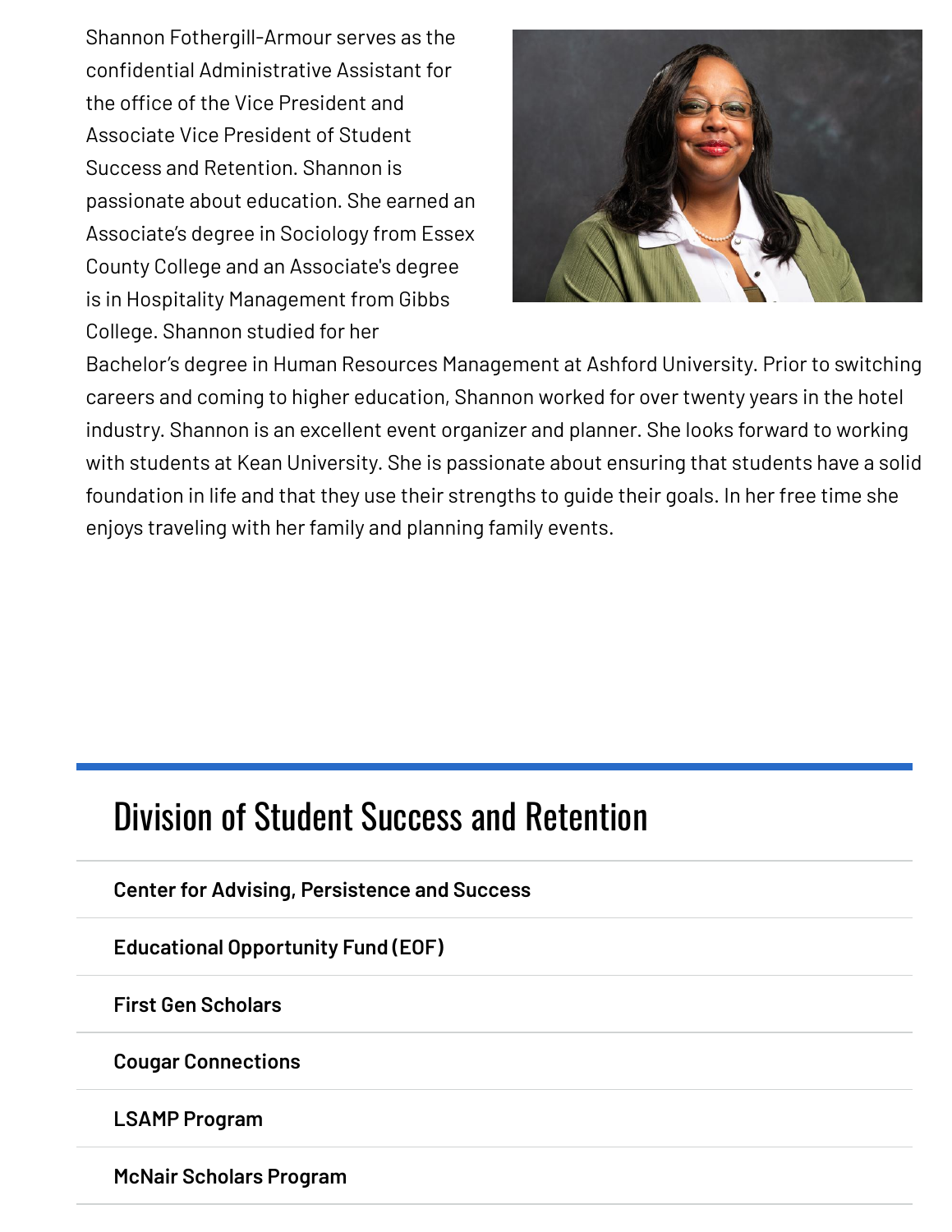Shannon Fothergill-Armour serves as the confidential Administrative Assistant for the office of the Vice President and Associate Vice President of Student Success and Retention. Shannon is passionate about education. She earned an Associate's degree in Sociology from Essex County College and an Associate's degree is in Hospitality Management from Gibbs College. Shannon studied for her Bachelor's degree in Human Resources Management at Ashford University. Prior to switching careers and coming to higher education, Shannon worked for over twenty years in the hotel industry. Shannon is an excellent event organizer and planner. She looks forward to working with students at Kean University. She is passionate about ensuring that students have a solid foundation in life and that they use their strengths to guide their goals. In her free time she enjoys traveling with her family and planning family events.

## Division of Student Success and Retention

**Center for Advising, Persistence and Success**

**Educational Opportunity Fund (EOF)**

**First Gen Scholars**

**Cougar Connections**

**LSAMP Program**

**McNair Scholars Program**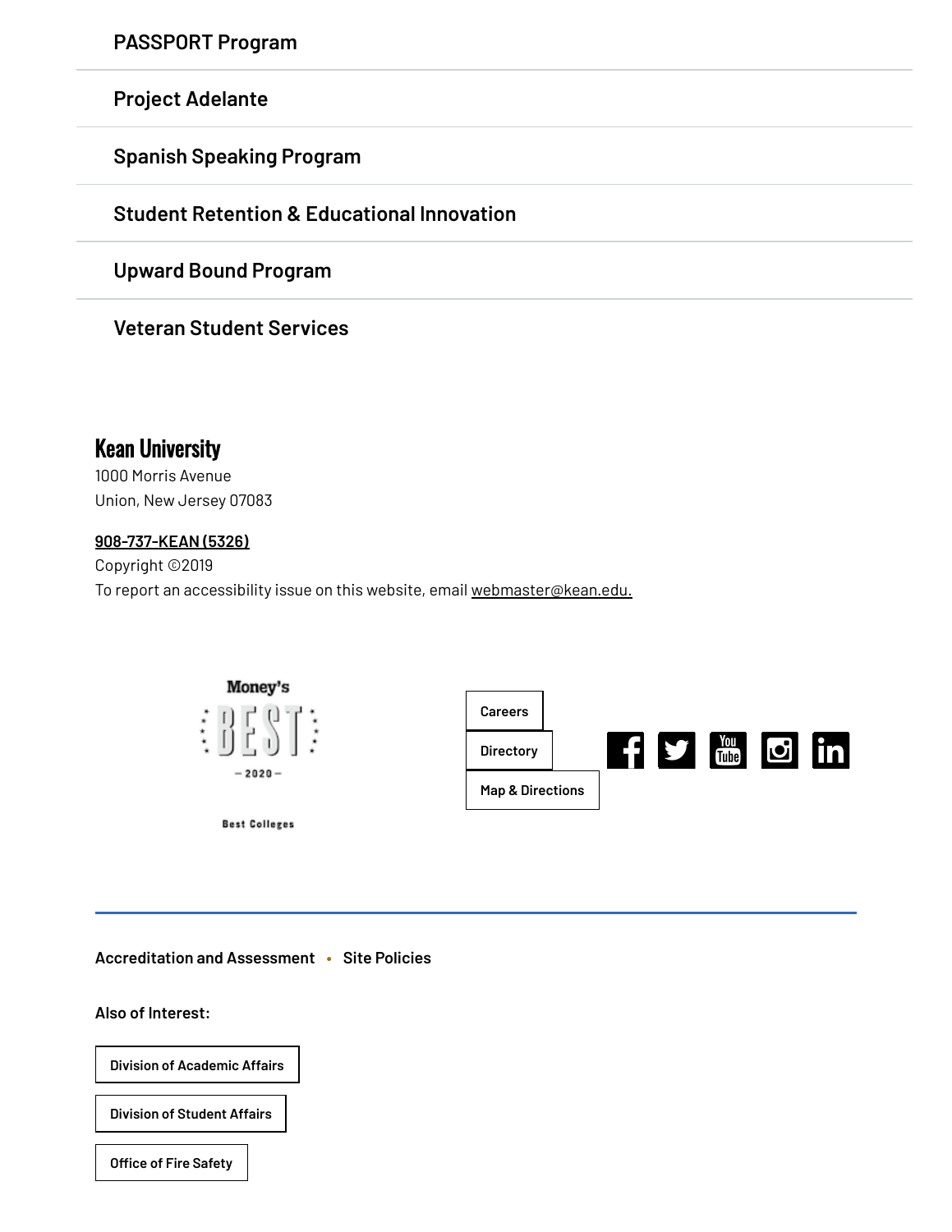PASSPORT Program

Project Adelante

Spanish Speaking Program

Student Retention & Educational Innovation

Upward Bound Program

Veteran Student Services

**Kean University**

1000 Morris Avenue
Union, New Jersey 07083

908-737-KEAN (5326)

Copyright ©2019

To report an accessibility issue on this website, email webmaster@kean.edu.

Money's BEST – 2020 –

Best Colleges

Careers

Directory

Map & Directions

Accreditation and Assessment • Site Policies

Also of Interest:

Division of Academic Affairs

Division of Student Affairs

Office of Fire Safety